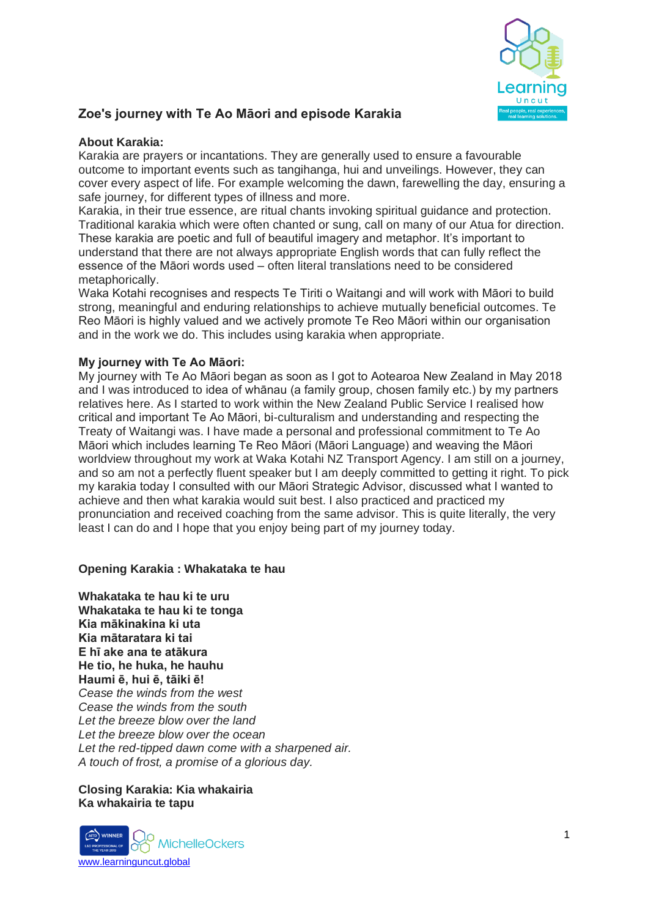## Zoe's journey with Te Ao Māori and episode Karakia

**About Karakia:**
Karakia are prayers or incantations. They are generally used to ensure a favourable outcome to important events such as tangihanga, hui and unveilings. However, they can cover every aspect of life. For example welcoming the dawn, farewelling the day, ensuring a safe journey, for different types of illness and more.
Karakia, in their true essence, are ritual chants invoking spiritual guidance and protection. Traditional karakia which were often chanted or sung, call on many of our Atua for direction. These karakia are poetic and full of beautiful imagery and metaphor. It's important to understand that there are not always appropriate English words that can fully reflect the essence of the Māori words used – often literal translations need to be considered metaphorically.
Waka Kotahi recognises and respects Te Tiriti o Waitangi and will work with Māori to build strong, meaningful and enduring relationships to achieve mutually beneficial outcomes. Te Reo Māori is highly valued and we actively promote Te Reo Māori within our organisation and in the work we do. This includes using karakia when appropriate.

**My journey with Te Ao Māori:**
My journey with Te Ao Māori began as soon as I got to Aotearoa New Zealand in May 2018 and I was introduced to idea of whānau (a family group, chosen family etc.) by my partners relatives here. As I started to work within the New Zealand Public Service I realised how critical and important Te Ao Māori, bi-culturalism and understanding and respecting the Treaty of Waitangi was. I have made a personal and professional commitment to Te Ao Māori which includes learning Te Reo Māori (Māori Language) and weaving the Māori worldview throughout my work at Waka Kotahi NZ Transport Agency. I am still on a journey, and so am not a perfectly fluent speaker but I am deeply committed to getting it right. To pick my karakia today I consulted with our Māori Strategic Advisor, discussed what I wanted to achieve and then what karakia would suit best. I also practiced and practiced my pronunciation and received coaching from the same advisor. This is quite literally, the very least I can do and I hope that you enjoy being part of my journey today.

**Opening Karakia : Whakataka te hau**

**Whakataka te hau ki te uru**
**Whakataka te hau ki te tonga**
**Kia mākinakina ki uta**
**Kia mātaratara ki tai**
**E hī ake ana te atākura**
**He tio, he huka, he hauhu**
**Haumi ē, hui ē, tāiki ē!**
*Cease the winds from the west*
*Cease the winds from the south*
*Let the breeze blow over the land*
*Let the breeze blow over the ocean*
*Let the red-tipped dawn come with a sharpened air.*
*A touch of frost, a promise of a glorious day.*

**Closing Karakia: Kia whakairia**
**Ka whakairia te tapu**

www.learninguncut.global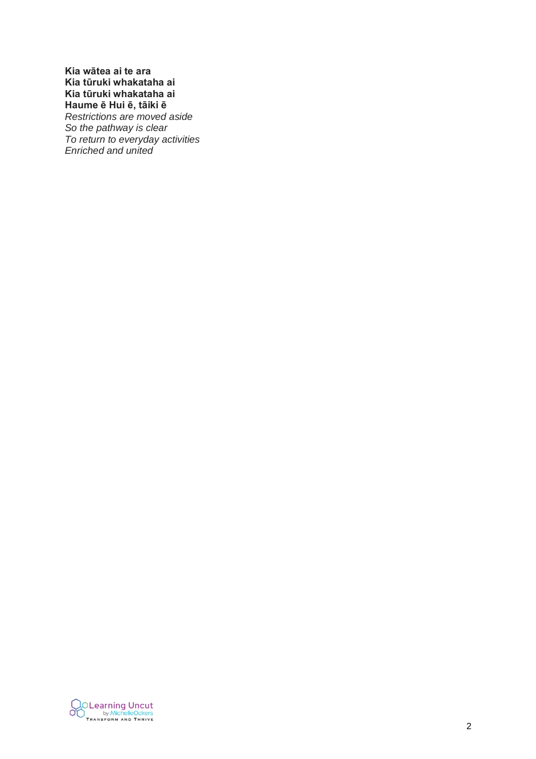**Kia wātea ai te ara**
**Kia tūruki whakataha ai**
**Kia tūruki whakataha ai**
**Haume ē Hui ē, tāiki ē**
*Restrictions are moved aside*
*So the pathway is clear*
*To return to everyday activities*
*Enriched and united*